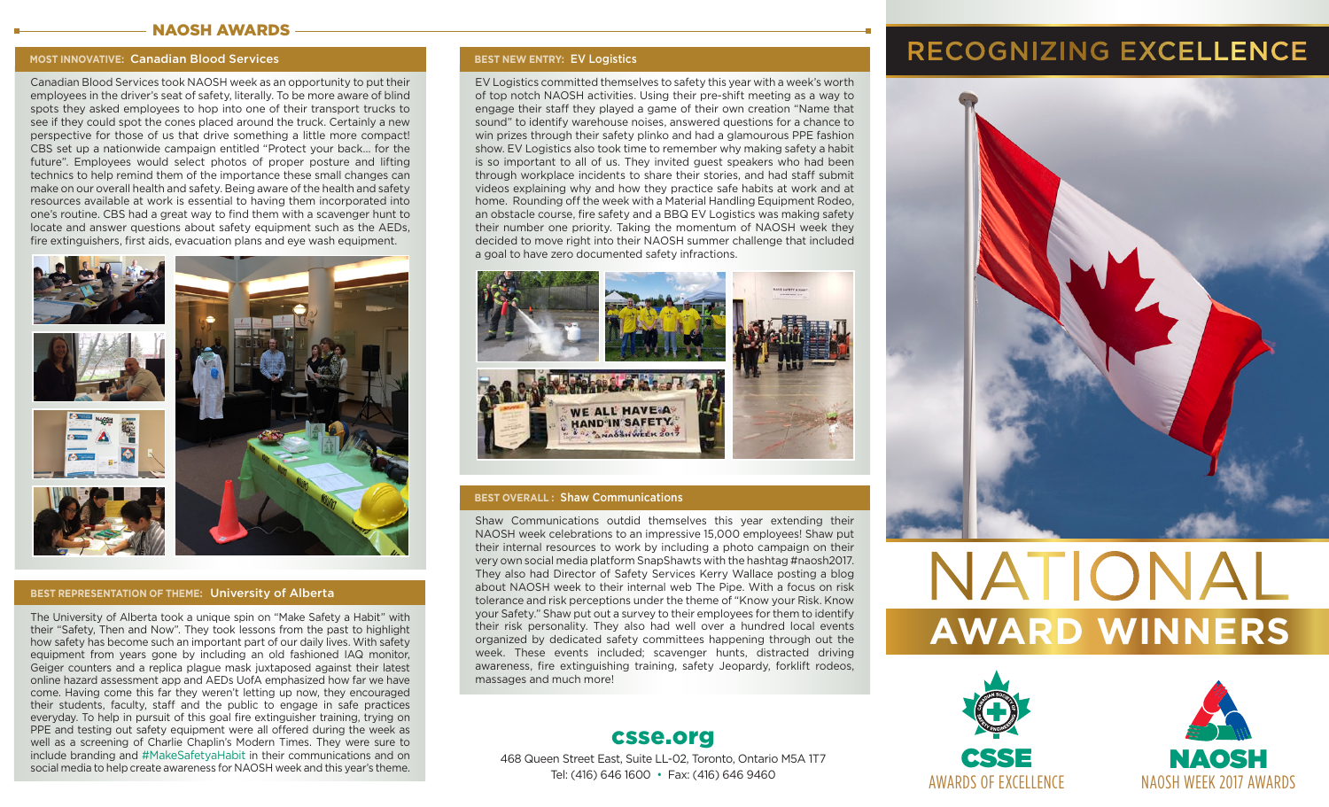## NAOSH AWARDS

### MOST INNOVATIVE: Canadian Blood Services

Canadian Blood Services took NAOSH week as an opportunity to put their employees in the driver's seat of safety, literally. To be more aware of blind spots they asked employees to hop into one of their transport trucks to see if they could spot the cones placed around the truck. Certainly a new perspective for those of us that drive something a little more compact! CBS set up a nationwide campaign entitled "Protect your back… for the future". Employees would select photos of proper posture and lifting technics to help remind them of the importance these small changes can make on our overall health and safety. Being aware of the health and safety resources available at work is essential to having them incorporated into one's routine. CBS had a great way to find them with a scavenger hunt to locate and answer questions about safety equipment such as the AEDs, fire extinguishers, first aids, evacuation plans and eye wash equipment.

### BEST REPRESENTATION OF THEME: University of Alberta

The University of Alberta took a unique spin on "Make Safety a Habit" with their "Safety, Then and Now". They took lessons from the past to highlight how safety has become such an important part of our daily lives. With safety equipment from years gone by including an old fashioned IAQ monitor, Geiger counters and a replica plague mask juxtaposed against their latest online hazard assessment app and AEDs UofA emphasized how far we have come. Having come this far they weren't letting up now, they encouraged their students, faculty, staff and the public to engage in safe practices everyday. To help in pursuit of this goal fire extinguisher training, trying on PPE and testing out safety equipment were all offered during the week as well as a screening of Charlie Chaplin's Modern Times. They were sure to include branding and #MakeSafetyaHabit in their communications and on social media to help create awareness for NAOSH week and this year's theme.

### BEST NEW ENTRY: EV Logistics

EV Logistics committed themselves to safety this year with a week's worth of top notch NAOSH activities. Using their pre-shift meeting as a way to engage their staff they played a game of their own creation "Name that sound" to identify warehouse noises, answered questions for a chance to win prizes through their safety plinko and had a glamourous PPE fashion show. EV Logistics also took time to remember why making safety a habit is so important to all of us. They invited guest speakers who had been through workplace incidents to share their stories, and had staff submit videos explaining why and how they practice safe habits at work and at home. Rounding off the week with a Material Handling Equipment Rodeo, an obstacle course, fire safety and a BBQ EV Logistics was making safety their number one priority. Taking the momentum of NAOSH week they decided to move right into their NAOSH summer challenge that included a goal to have zero documented safety infractions.

### BEST OVERALL: Shaw Communications

Shaw Communications outdid themselves this year extending their NAOSH week celebrations to an impressive 15,000 employees! Shaw put their internal resources to work by including a photo campaign on their very own social media platform SnapShawts with the hashtag #naosh2017. They also had Director of Safety Services Kerry Wallace posting a blog about NAOSH week to their internal web The Pipe. With a focus on risk tolerance and risk perceptions under the theme of "Know your Risk. Know your Safety." Shaw put out a survey to their employees for them to identify their risk personality. They also had well over a hundred local events organized by dedicated safety committees happening through out the week. These events included; scavenger hunts, distracted driving awareness, fire extinguishing training, safety Jeopardy, forklift rodeos, massages and much more!

**csse.org**

468 Queen Street East, Suite LL-02, Toronto, Ontario M5A 1T7
Tel: (416) 646 1600 • Fax: (416) 646 9460

# RECOGNIZING EXCELLENCE

# NATIONAL AWARD WINNERS

CSSE AWARDS OF EXCELLENCE

NAOSH WEEK 2017 AWARDS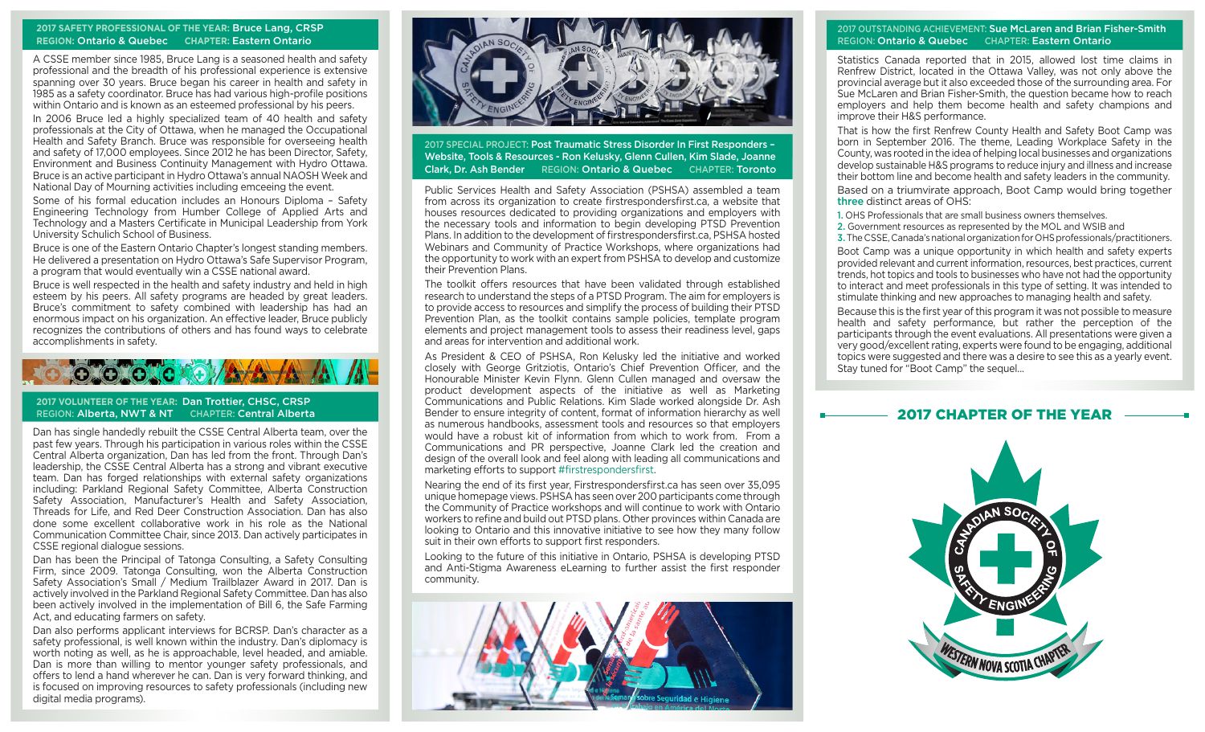**2017 SAFETY PROFESSIONAL OF THE YEAR: Bruce Lang, CRSP**
**REGION: Ontario & Quebec    CHAPTER: Eastern Ontario**

A CSSE member since 1985, Bruce Lang is a seasoned health and safety professional and the breadth of his professional experience is extensive spanning over 30 years. Bruce began his career in health and safety in 1985 as a safety coordinator. Bruce has had various high-profile positions within Ontario and is known as an esteemed professional by his peers.

In 2006 Bruce led a highly specialized team of 40 health and safety professionals at the City of Ottawa, when he managed the Occupational Health and Safety Branch. Bruce was responsible for overseeing health and safety of 17,000 employees. Since 2012 he has been Director, Safety, Environment and Business Continuity Management with Hydro Ottawa. Bruce is an active participant in Hydro Ottawa's annual NAOSH Week and National Day of Mourning activities including emceeing the event.

Some of his formal education includes an Honours Diploma – Safety Engineering Technology from Humber College of Applied Arts and Technology and a Masters Certificate in Municipal Leadership from York University Schulich School of Business.

Bruce is one of the Eastern Ontario Chapter's longest standing members. He delivered a presentation on Hydro Ottawa's Safe Supervisor Program, a program that would eventually win a CSSE national award.

Bruce is well respected in the health and safety industry and held in high esteem by his peers. All safety programs are headed by great leaders. Bruce's commitment to safety combined with leadership has had an enormous impact on his organization. An effective leader, Bruce publicly recognizes the contributions of others and has found ways to celebrate accomplishments in safety.

**2017 VOLUNTEER OF THE YEAR: Dan Trottier, CHSC, CRSP**
**REGION: Alberta, NWT & NT    CHAPTER: Central Alberta**

Dan has single handedly rebuilt the CSSE Central Alberta team, over the past few years. Through his participation in various roles within the CSSE Central Alberta organization, Dan has led from the front. Through Dan's leadership, the CSSE Central Alberta has a strong and vibrant executive team. Dan has forged relationships with external safety organizations including: Parkland Regional Safety Committee, Alberta Construction Safety Association, Manufacturer's Health and Safety Association, Threads for Life, and Red Deer Construction Association. Dan has also done some excellent collaborative work in his role as the National Communication Committee Chair, since 2013. Dan actively participates in CSSE regional dialogue sessions.

Dan has been the Principal of Tatonga Consulting, a Safety Consulting Firm, since 2009. Tatonga Consulting, won the Alberta Construction Safety Association's Small / Medium Trailblazer Award in 2017. Dan is actively involved in the Parkland Regional Safety Committee. Dan has also been actively involved in the implementation of Bill 6, the Safe Farming Act, and educating farmers on safety.

Dan also performs applicant interviews for BCRSP. Dan's character as a safety professional, is well known within the industry. Dan's diplomacy is worth noting as well, as he is approachable, level headed, and amiable. Dan is more than willing to mentor younger safety professionals, and offers to lend a hand wherever he can. Dan is very forward thinking, and is focused on improving resources to safety professionals (including new digital media programs).

**2017 SPECIAL PROJECT: Post Traumatic Stress Disorder In First Responders – Website, Tools & Resources - Ron Kelusky, Glenn Cullen, Kim Slade, Joanne Clark, Dr. Ash Bender    REGION: Ontario & Quebec    CHAPTER: Toronto**

Public Services Health and Safety Association (PSHSA) assembled a team from across its organization to create firstrespondersfirst.ca, a website that houses resources dedicated to providing organizations and employers with the necessary tools and information to begin developing PTSD Prevention Plans. In addition to the development of firstrespondersfirst.ca, PSHSA hosted Webinars and Community of Practice Workshops, where organizations had the opportunity to work with an expert from PSHSA to develop and customize their Prevention Plans.

The toolkit offers resources that have been validated through established research to understand the steps of a PTSD Program. The aim for employers is to provide access to resources and simplify the process of building their PTSD Prevention Plan, as the toolkit contains sample policies, template program elements and project management tools to assess their readiness level, gaps and areas for intervention and additional work.

As President & CEO of PSHSA, Ron Kelusky led the initiative and worked closely with George Gritziotis, Ontario's Chief Prevention Officer, and the Honourable Minister Kevin Flynn. Glenn Cullen managed and oversaw the product development aspects of the initiative as well as Marketing Communications and Public Relations. Kim Slade worked alongside Dr. Ash Bender to ensure integrity of content, format of information hierarchy as well as numerous handbooks, assessment tools and resources so that employers would have a robust kit of information from which to work from. From a Communications and PR perspective, Joanne Clark led the creation and design of the overall look and feel along with leading all communications and marketing efforts to support #firstrespondersfirst.

Nearing the end of its first year, Firstrespondersfirst.ca has seen over 35,095 unique homepage views. PSHSA has seen over 200 participants come through the Community of Practice workshops and will continue to work with Ontario workers to refine and build out PTSD plans. Other provinces within Canada are looking to Ontario and this innovative initiative to see how they many follow suit in their own efforts to support first responders.

Looking to the future of this initiative in Ontario, PSHSA is developing PTSD and Anti-Stigma Awareness eLearning to further assist the first responder community.

**2017 OUTSTANDING ACHIEVEMENT: Sue McLaren and Brian Fisher-Smith**
**REGION: Ontario & Quebec    CHAPTER: Eastern Ontario**

Statistics Canada reported that in 2015, allowed lost time claims in Renfrew District, located in the Ottawa Valley, was not only above the provincial average but it also exceeded those of the surrounding area. For Sue McLaren and Brian Fisher-Smith, the question became how to reach employers and help them become health and safety champions and improve their H&S performance.

That is how the first Renfrew County Health and Safety Boot Camp was born in September 2016. The theme, Leading Workplace Safety in the County, was rooted in the idea of helping local businesses and organizations develop sustainable H&S programs to reduce injury and illness and increase their bottom line and become health and safety leaders in the community.

Based on a triumvirate approach, Boot Camp would bring together three distinct areas of OHS:

1. OHS Professionals that are small business owners themselves.
2. Government resources as represented by the MOL and WSIB and
3. The CSSE, Canada's national organization for OHS professionals/practitioners.

Boot Camp was a unique opportunity in which health and safety experts provided relevant and current information, resources, best practices, current trends, hot topics and tools to businesses who have not had the opportunity to interact and meet professionals in this type of setting. It was intended to stimulate thinking and new approaches to managing health and safety.

Because this is the first year of this program it was not possible to measure health and safety performance, but rather the perception of the participants through the event evaluations. All presentations were given a very good/excellent rating, experts were found to be engaging, additional topics were suggested and there was a desire to see this as a yearly event. Stay tuned for "Boot Camp" the sequel...

## 2017 CHAPTER OF THE YEAR

CANADIAN SOCIETY OF SAFETY ENGINEERING

WESTERN NOVA SCOTIA CHAPTER